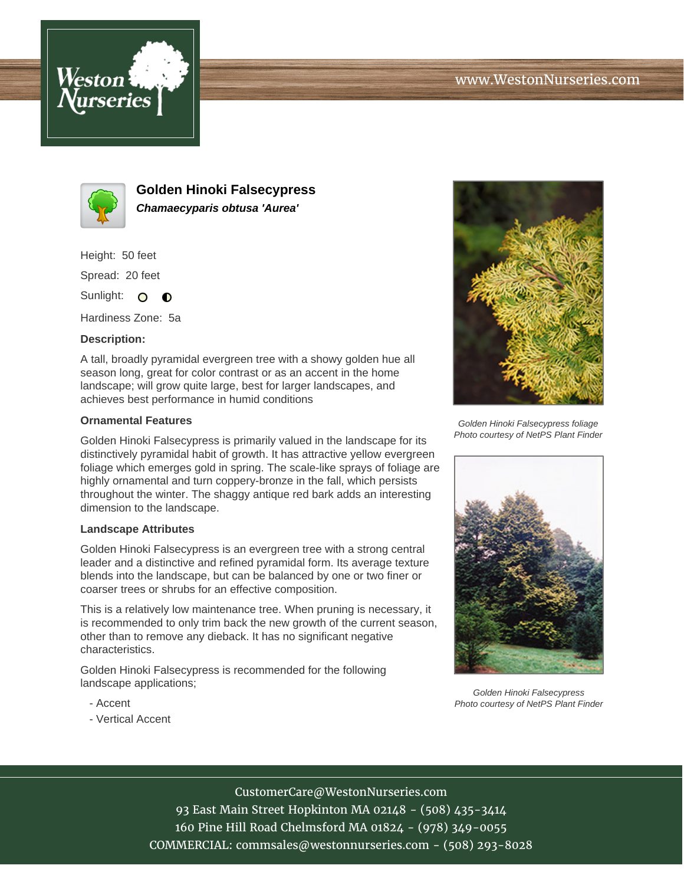Weston Nurseries

www.WestonNurseries.com

# Golden Hinoki Falsecypress

***Chamaecyparis obtusa 'Aurea'***

Height: 50 feet

Spread: 20 feet

Sunlight: ○ ◐

Hardiness Zone: 5a

**Description:**

A tall, broadly pyramidal evergreen tree with a showy golden hue all season long, great for color contrast or as an accent in the home landscape; will grow quite large, best for larger landscapes, and achieves best performance in humid conditions

### Ornamental Features

Golden Hinoki Falsecypress is primarily valued in the landscape for its distinctively pyramidal habit of growth. It has attractive yellow evergreen foliage which emerges gold in spring. The scale-like sprays of foliage are highly ornamental and turn coppery-bronze in the fall, which persists throughout the winter. The shaggy antique red bark adds an interesting dimension to the landscape.

### Landscape Attributes

Golden Hinoki Falsecypress is an evergreen tree with a strong central leader and a distinctive and refined pyramidal form. Its average texture blends into the landscape, but can be balanced by one or two finer or coarser trees or shrubs for an effective composition.

This is a relatively low maintenance tree. When pruning is necessary, it is recommended to only trim back the new growth of the current season, other than to remove any dieback. It has no significant negative characteristics.

Golden Hinoki Falsecypress is recommended for the following landscape applications;

- Accent
- Vertical Accent

*Golden Hinoki Falsecypress foliage*
*Photo courtesy of NetPS Plant Finder*

*Golden Hinoki Falsecypress*
*Photo courtesy of NetPS Plant Finder*

CustomerCare@WestonNurseries.com
93 East Main Street Hopkinton MA 02148 - (508) 435-3414
160 Pine Hill Road Chelmsford MA 01824 - (978) 349-0055
COMMERCIAL: commsales@westonnurseries.com - (508) 293-8028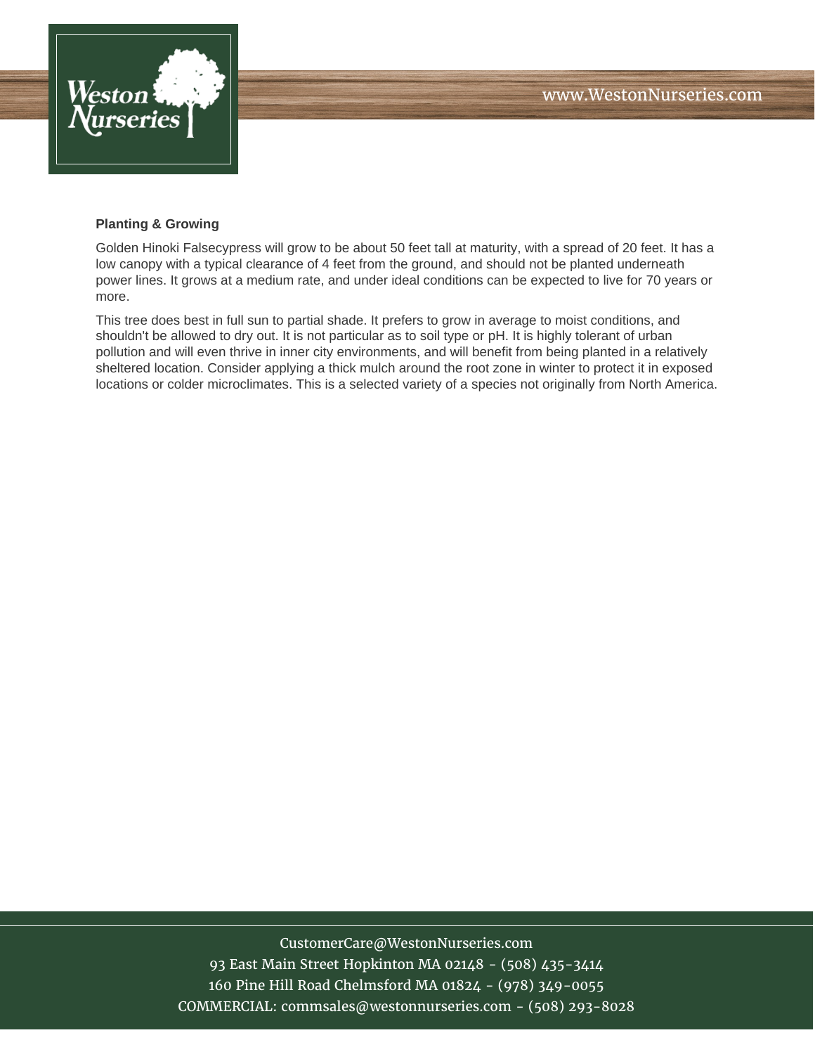**Planting & Growing**

Golden Hinoki Falsecypress will grow to be about 50 feet tall at maturity, with a spread of 20 feet. It has a low canopy with a typical clearance of 4 feet from the ground, and should not be planted underneath power lines. It grows at a medium rate, and under ideal conditions can be expected to live for 70 years or more.

This tree does best in full sun to partial shade. It prefers to grow in average to moist conditions, and shouldn't be allowed to dry out. It is not particular as to soil type or pH. It is highly tolerant of urban pollution and will even thrive in inner city environments, and will benefit from being planted in a relatively sheltered location. Consider applying a thick mulch around the root zone in winter to protect it in exposed locations or colder microclimates. This is a selected variety of a species not originally from North America.